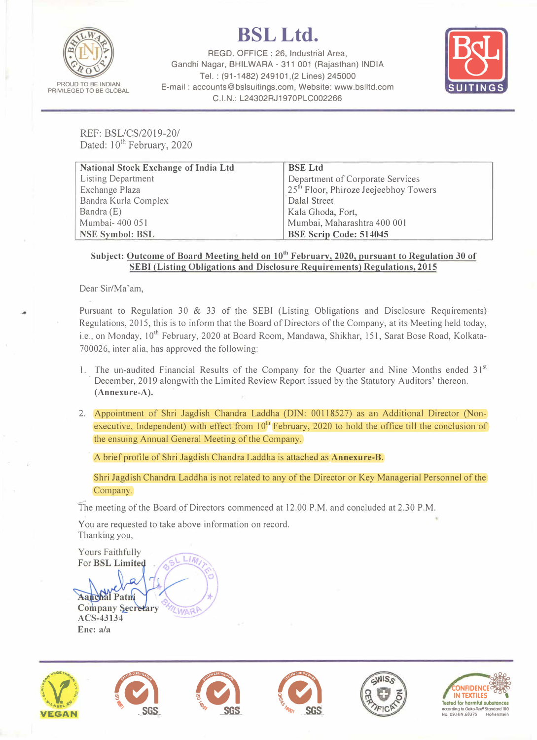# BSL Ltd.

REGD. OFFICE : 26, Industrial Area,
Gandhi Nagar, BHILWARA - 311 001 (Rajasthan) INDIA
Tel. : (91-1482) 249101,(2 Lines) 245000
E-mail : accounts@bslsuitings.com, Website: www.bslltd.com
C.I.N.: L24302RJ1970PLC002266

PROUD TO BE INDIAN
PRIVILEGED TO BE GLOBAL

REF: BSL/CS/2019-20/
Dated: 10th February, 2020

| National Stock Exchange of India Ltd | BSE Ltd |
|---|---|
| Listing Department | Department of Corporate Services |
| Exchange Plaza | 25th Floor, Phiroze Jeejeebhoy Towers |
| Bandra Kurla Complex | Dalal Street |
| Bandra (E) | Kala Ghoda, Fort, |
| Mumbai- 400 051 | Mumbai, Maharashtra 400 001 |
| **NSE Symbol: BSL** | **BSE Scrip Code: 514045** |

**Subject: Outcome of Board Meeting held on 10th February, 2020, pursuant to Regulation 30 of SEBI (Listing Obligations and Disclosure Requirements) Regulations, 2015**

Dear Sir/Ma'am,

Pursuant to Regulation 30 & 33 of the SEBI (Listing Obligations and Disclosure Requirements) Regulations, 2015, this is to inform that the Board of Directors of the Company, at its Meeting held today, i.e., on Monday, 10th February, 2020 at Board Room, Mandawa, Shikhar, 151, Sarat Bose Road, Kolkata-700026, inter alia, has approved the following:

1. The un-audited Financial Results of the Company for the Quarter and Nine Months ended 31st December, 2019 alongwith the Limited Review Report issued by the Statutory Auditors' thereon. **(Annexure-A).**

2. Appointment of Shri Jagdish Chandra Laddha (DIN: 00118527) as an Additional Director (Non-executive, Independent) with effect from 10th February, 2020 to hold the office till the conclusion of the ensuing Annual General Meeting of the Company.

   A brief profile of Shri Jagdish Chandra Laddha is attached as **Annexure-B**.

   Shri Jagdish Chandra Laddha is not related to any of the Director or Key Managerial Personnel of the Company.

The meeting of the Board of Directors commenced at 12.00 P.M. and concluded at 2.30 P.M.

You are requested to take above information on record.
Thanking you,

Yours Faithfully
**For BSL Limited**

**Aanchal Patni**
**Company Secretary**
**ACS-43134**
**Enc: a/a**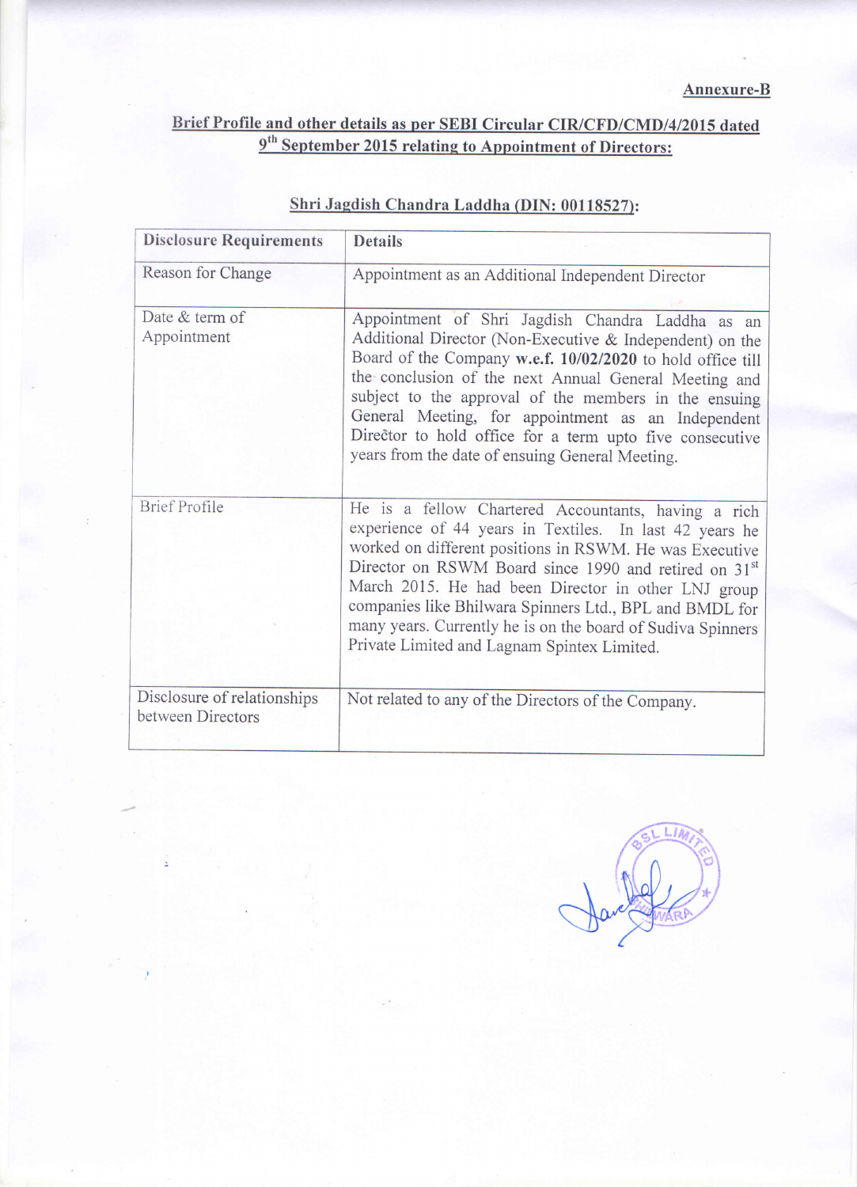Annexure-B

**Brief Profile and other details as per SEBI Circular CIR/CFD/CMD/4/2015 dated 9th September 2015 relating to Appointment of Directors:**

**Shri Jagdish Chandra Laddha (DIN: 00118527):**

| Disclosure Requirements | Details |
|---|---|
| Reason for Change | Appointment as an Additional Independent Director |
| Date & term of Appointment | Appointment of Shri Jagdish Chandra Laddha as an Additional Director (Non-Executive & Independent) on the Board of the Company **w.e.f. 10/02/2020** to hold office till the conclusion of the next Annual General Meeting and subject to the approval of the members in the ensuing General Meeting, for appointment as an Independent Director to hold office for a term upto five consecutive years from the date of ensuing General Meeting. |
| Brief Profile | He is a fellow Chartered Accountants, having a rich experience of 44 years in Textiles. In last 42 years he worked on different positions in RSWM. He was Executive Director on RSWM Board since 1990 and retired on 31st March 2015. He had been Director in other LNJ group companies like Bhilwara Spinners Ltd., BPL and BMDL for many years. Currently he is on the board of Sudiva Spinners Private Limited and Lagnam Spintex Limited. |
| Disclosure of relationships between Directors | Not related to any of the Directors of the Company. |